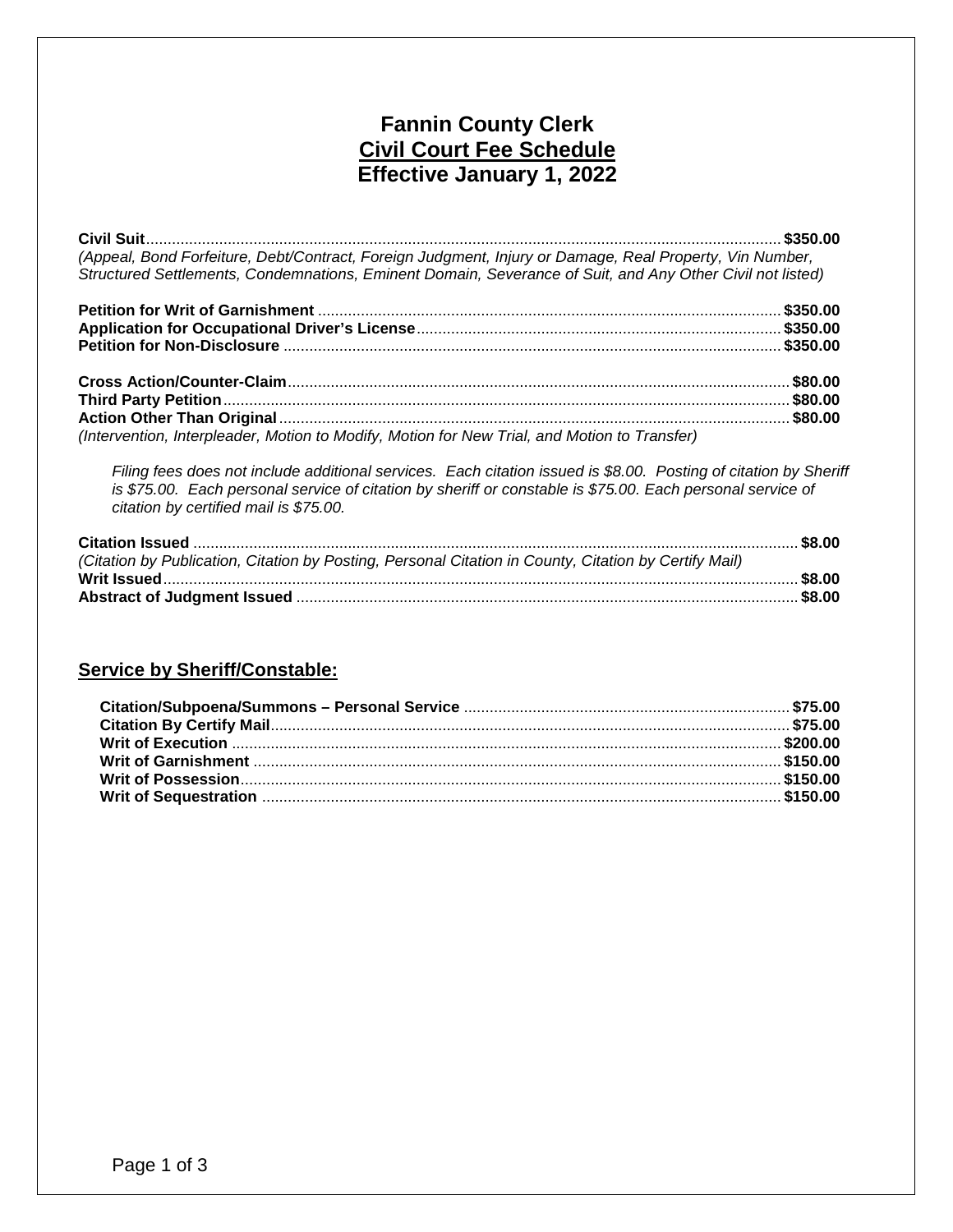# Fannin County Clerk
## Civil Court Fee Schedule
## Effective January 1, 2022

**Civil Suit**............................................................ **$350.00**
*(Appeal, Bond Forfeiture, Debt/Contract, Foreign Judgment, Injury or Damage, Real Property, Vin Number, Structured Settlements, Condemnations, Eminent Domain, Severance of Suit, and Any Other Civil not listed)*

**Petition for Writ of Garnishment** ............................................................ **$350.00**
**Application for Occupational Driver's License**............................................................ **$350.00**
**Petition for Non-Disclosure** ............................................................ **$350.00**

**Cross Action/Counter-Claim**............................................................ **$80.00**
**Third Party Petition**............................................................ **$80.00**
**Action Other Than Original**............................................................ **$80.00**
*(Intervention, Interpleader, Motion to Modify, Motion for New Trial, and Motion to Transfer)*

*Filing fees does not include additional services. Each citation issued is $8.00. Posting of citation by Sheriff is $75.00. Each personal service of citation by sheriff or constable is $75.00. Each personal service of citation by certified mail is $75.00.*

**Citation Issued** ............................................................ **$8.00**
*(Citation by Publication, Citation by Posting, Personal Citation in County, Citation by Certify Mail)*
**Writ Issued**............................................................ **$8.00**
**Abstract of Judgment Issued** ............................................................ **$8.00**

## Service by Sheriff/Constable:

**Citation/Subpoena/Summons – Personal Service** ............................................................ **$75.00**
**Citation By Certify Mail**............................................................ **$75.00**
**Writ of Execution** ............................................................ **$200.00**
**Writ of Garnishment** ............................................................ **$150.00**
**Writ of Possession**............................................................ **$150.00**
**Writ of Sequestration** ............................................................ **$150.00**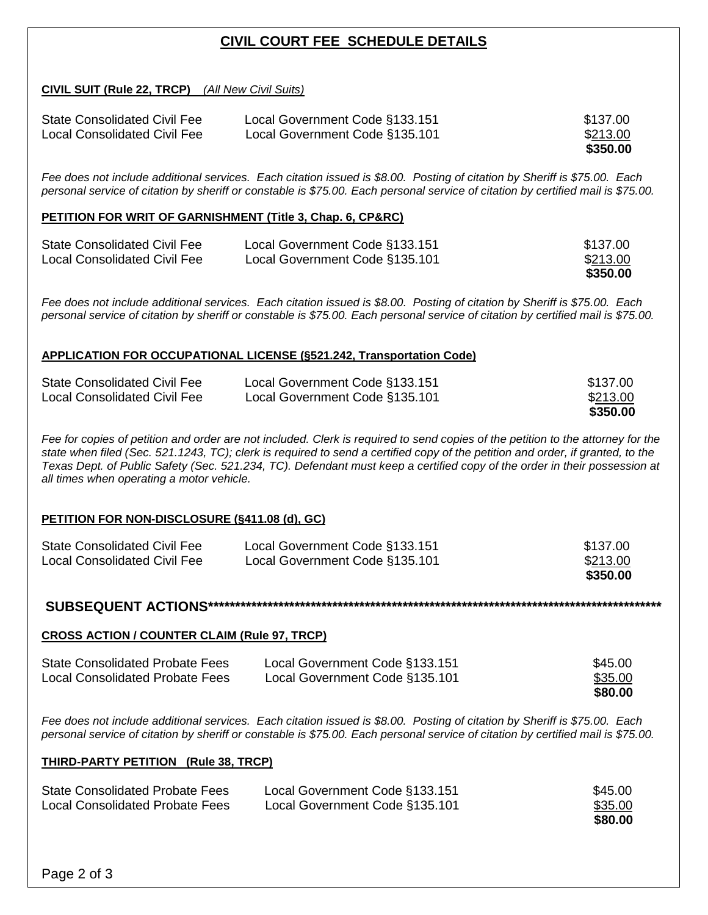# CIVIL COURT FEE SCHEDULE DETAILS

**CIVIL SUIT (Rule 22, TRCP)** *(All New Civil Suits)*

| | | |
|---|---|---|
| State Consolidated Civil Fee | Local Government Code §133.151 | $137.00 |
| Local Consolidated Civil Fee | Local Government Code §135.101 | $213.00 |
| | | **$350.00** |

*Fee does not include additional services. Each citation issued is $8.00. Posting of citation by Sheriff is $75.00. Each personal service of citation by sheriff or constable is $75.00. Each personal service of citation by certified mail is $75.00.*

**PETITION FOR WRIT OF GARNISHMENT (Title 3, Chap. 6, CP&RC)**

| | | |
|---|---|---|
| State Consolidated Civil Fee | Local Government Code §133.151 | $137.00 |
| Local Consolidated Civil Fee | Local Government Code §135.101 | $213.00 |
| | | **$350.00** |

*Fee does not include additional services. Each citation issued is $8.00. Posting of citation by Sheriff is $75.00. Each personal service of citation by sheriff or constable is $75.00. Each personal service of citation by certified mail is $75.00.*

**APPLICATION FOR OCCUPATIONAL LICENSE (§521.242, Transportation Code)**

| | | |
|---|---|---|
| State Consolidated Civil Fee | Local Government Code §133.151 | $137.00 |
| Local Consolidated Civil Fee | Local Government Code §135.101 | $213.00 |
| | | **$350.00** |

*Fee for copies of petition and order are not included. Clerk is required to send copies of the petition to the attorney for the state when filed (Sec. 521.1243, TC); clerk is required to send a certified copy of the petition and order, if granted, to the Texas Dept. of Public Safety (Sec. 521.234, TC). Defendant must keep a certified copy of the order in their possession at all times when operating a motor vehicle.*

**PETITION FOR NON-DISCLOSURE (§411.08 (d), GC)**

| | | |
|---|---|---|
| State Consolidated Civil Fee | Local Government Code §133.151 | $137.00 |
| Local Consolidated Civil Fee | Local Government Code §135.101 | $213.00 |
| | | **$350.00** |

## SUBSEQUENT ACTIONS****************************************************************************************

**CROSS ACTION / COUNTER CLAIM (Rule 97, TRCP)**

| | | |
|---|---|---|
| State Consolidated Probate Fees | Local Government Code §133.151 | $45.00 |
| Local Consolidated Probate Fees | Local Government Code §135.101 | $35.00 |
| | | **$80.00** |

*Fee does not include additional services. Each citation issued is $8.00. Posting of citation by Sheriff is $75.00. Each personal service of citation by sheriff or constable is $75.00. Each personal service of citation by certified mail is $75.00.*

**THIRD-PARTY PETITION (Rule 38, TRCP)**

| | | |
|---|---|---|
| State Consolidated Probate Fees | Local Government Code §133.151 | $45.00 |
| Local Consolidated Probate Fees | Local Government Code §135.101 | $35.00 |
| | | **$80.00** |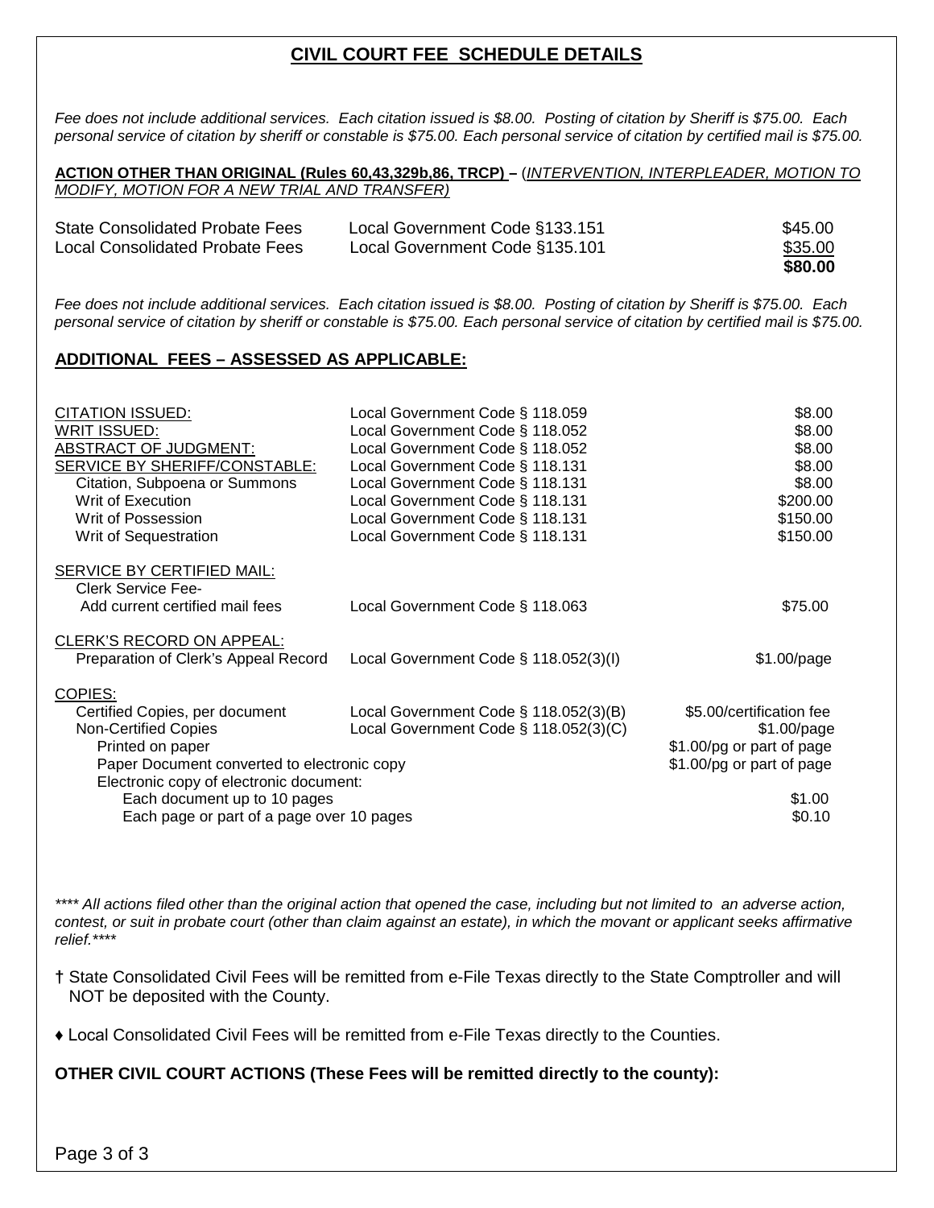## CIVIL COURT FEE SCHEDULE DETAILS

*Fee does not include additional services. Each citation issued is $8.00. Posting of citation by Sheriff is $75.00. Each personal service of citation by sheriff or constable is $75.00. Each personal service of citation by certified mail is $75.00.*

**ACTION OTHER THAN ORIGINAL (Rules 60,43,329b,86, TRCP) –** (*INTERVENTION, INTERPLEADER, MOTION TO MODIFY, MOTION FOR A NEW TRIAL AND TRANSFER)*

| | | |
|---|---|---|
| State Consolidated Probate Fees | Local Government Code §133.151 | $45.00 |
| Local Consolidated Probate Fees | Local Government Code §135.101 | $35.00 |
| | | **$80.00** |

*Fee does not include additional services. Each citation issued is $8.00. Posting of citation by Sheriff is $75.00. Each personal service of citation by sheriff or constable is $75.00. Each personal service of citation by certified mail is $75.00.*

### ADDITIONAL FEES – ASSESSED AS APPLICABLE:

| | | |
|---|---|---|
| CITATION ISSUED: | Local Government Code § 118.059 | $8.00 |
| WRIT ISSUED: | Local Government Code § 118.052 | $8.00 |
| ABSTRACT OF JUDGMENT: | Local Government Code § 118.052 | $8.00 |
| SERVICE BY SHERIFF/CONSTABLE: | Local Government Code § 118.131 | $8.00 |
| Citation, Subpoena or Summons | Local Government Code § 118.131 | $8.00 |
| Writ of Execution | Local Government Code § 118.131 | $200.00 |
| Writ of Possession | Local Government Code § 118.131 | $150.00 |
| Writ of Sequestration | Local Government Code § 118.131 | $150.00 |
| SERVICE BY CERTIFIED MAIL: | | |
| Clerk Service Fee- Add current certified mail fees | Local Government Code § 118.063 | $75.00 |
| CLERK'S RECORD ON APPEAL: | | |
| Preparation of Clerk's Appeal Record | Local Government Code § 118.052(3)(I) | $1.00/page |
| COPIES: | | |
| Certified Copies, per document | Local Government Code § 118.052(3)(B) | $5.00/certification fee |
| Non-Certified Copies | Local Government Code § 118.052(3)(C) | $1.00/page |
| Printed on paper | | $1.00/pg or part of page |
| Paper Document converted to electronic copy | | $1.00/pg or part of page |
| Electronic copy of electronic document: | | |
| Each document up to 10 pages | | $1.00 |
| Each page or part of a page over 10 pages | | $0.10 |

*\*\*\*\* All actions filed other than the original action that opened the case, including but not limited to an adverse action, contest, or suit in probate court (other than claim against an estate), in which the movant or applicant seeks affirmative relief.\*\*\*\**

† State Consolidated Civil Fees will be remitted from e-File Texas directly to the State Comptroller and will NOT be deposited with the County.

♦ Local Consolidated Civil Fees will be remitted from e-File Texas directly to the Counties.

**OTHER CIVIL COURT ACTIONS (These Fees will be remitted directly to the county):**